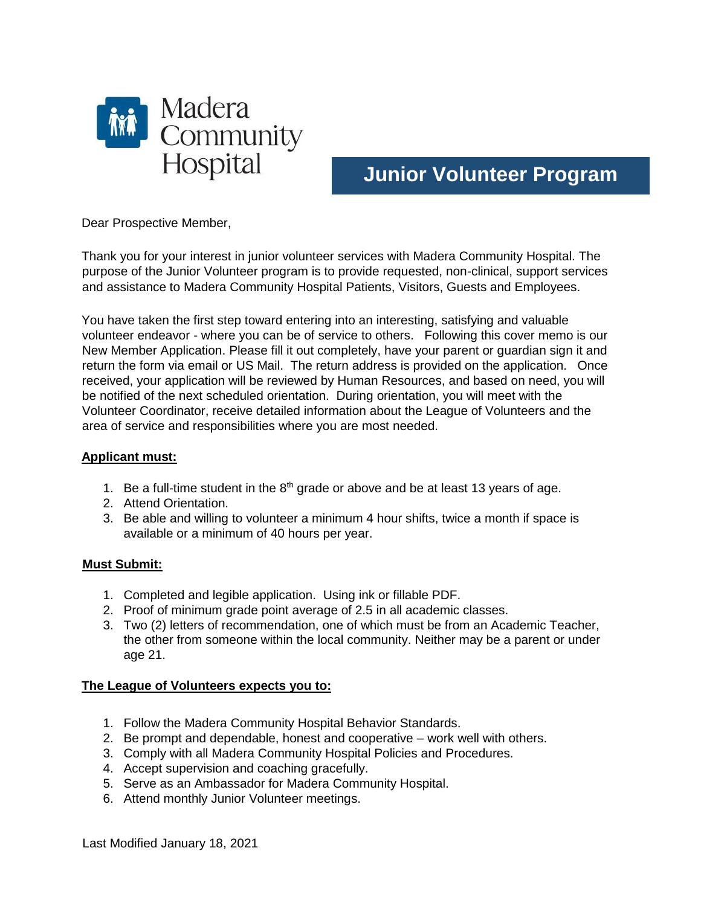Madera Community Hospital

# Junior Volunteer Program

Dear Prospective Member,

Thank you for your interest in junior volunteer services with Madera Community Hospital. The purpose of the Junior Volunteer program is to provide requested, non-clinical, support services and assistance to Madera Community Hospital Patients, Visitors, Guests and Employees.

You have taken the first step toward entering into an interesting, satisfying and valuable volunteer endeavor - where you can be of service to others. Following this cover memo is our New Member Application. Please fill it out completely, have your parent or guardian sign it and return the form via email or US Mail. The return address is provided on the application. Once received, your application will be reviewed by Human Resources, and based on need, you will be notified of the next scheduled orientation. During orientation, you will meet with the Volunteer Coordinator, receive detailed information about the League of Volunteers and the area of service and responsibilities where you are most needed.

**<u>Applicant must:</u>**

1. Be a full-time student in the 8th grade or above and be at least 13 years of age.
2. Attend Orientation.
3. Be able and willing to volunteer a minimum 4 hour shifts, twice a month if space is available or a minimum of 40 hours per year.

**<u>Must Submit:</u>**

1. Completed and legible application. Using ink or fillable PDF.
2. Proof of minimum grade point average of 2.5 in all academic classes.
3. Two (2) letters of recommendation, one of which must be from an Academic Teacher, the other from someone within the local community. Neither may be a parent or under age 21.

**<u>The League of Volunteers expects you to:</u>**

1. Follow the Madera Community Hospital Behavior Standards.
2. Be prompt and dependable, honest and cooperative – work well with others.
3. Comply with all Madera Community Hospital Policies and Procedures.
4. Accept supervision and coaching gracefully.
5. Serve as an Ambassador for Madera Community Hospital.
6. Attend monthly Junior Volunteer meetings.

Last Modified January 18, 2021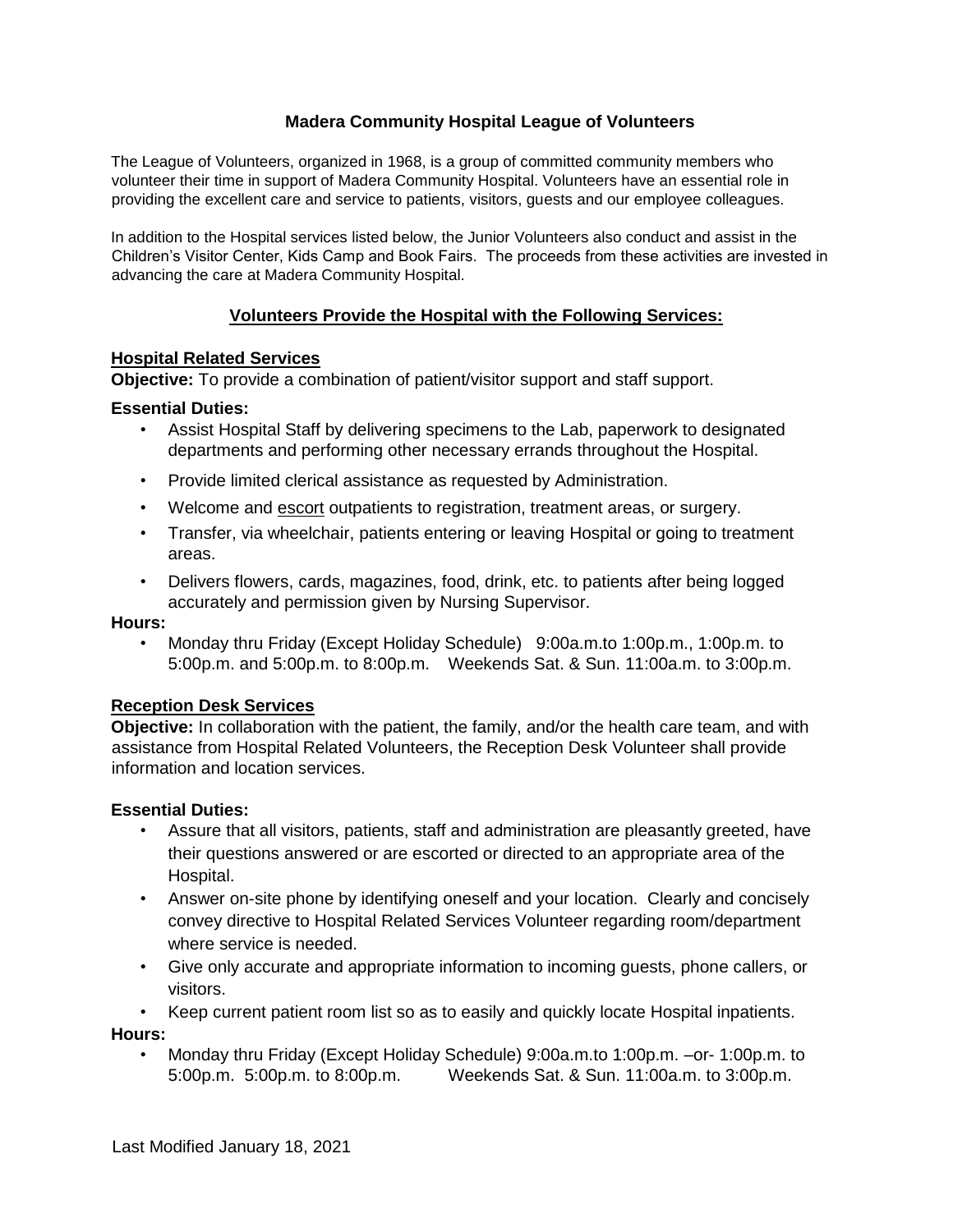# Madera Community Hospital League of Volunteers

The League of Volunteers, organized in 1968, is a group of committed community members who volunteer their time in support of Madera Community Hospital. Volunteers have an essential role in providing the excellent care and service to patients, visitors, guests and our employee colleagues.

In addition to the Hospital services listed below, the Junior Volunteers also conduct and assist in the Children's Visitor Center, Kids Camp and Book Fairs. The proceeds from these activities are invested in advancing the care at Madera Community Hospital.

## Volunteers Provide the Hospital with the Following Services:

### Hospital Related Services

**Objective:** To provide a combination of patient/visitor support and staff support.

**Essential Duties:**

- Assist Hospital Staff by delivering specimens to the Lab, paperwork to designated departments and performing other necessary errands throughout the Hospital.
- Provide limited clerical assistance as requested by Administration.
- Welcome and escort outpatients to registration, treatment areas, or surgery.
- Transfer, via wheelchair, patients entering or leaving Hospital or going to treatment areas.
- Delivers flowers, cards, magazines, food, drink, etc. to patients after being logged accurately and permission given by Nursing Supervisor.

**Hours:**

- Monday thru Friday (Except Holiday Schedule) 9:00a.m.to 1:00p.m., 1:00p.m. to 5:00p.m. and 5:00p.m. to 8:00p.m. Weekends Sat. & Sun. 11:00a.m. to 3:00p.m.

### Reception Desk Services

**Objective:** In collaboration with the patient, the family, and/or the health care team, and with assistance from Hospital Related Volunteers, the Reception Desk Volunteer shall provide information and location services.

**Essential Duties:**

- Assure that all visitors, patients, staff and administration are pleasantly greeted, have their questions answered or are escorted or directed to an appropriate area of the Hospital.
- Answer on-site phone by identifying oneself and your location. Clearly and concisely convey directive to Hospital Related Services Volunteer regarding room/department where service is needed.
- Give only accurate and appropriate information to incoming guests, phone callers, or visitors.
- Keep current patient room list so as to easily and quickly locate Hospital inpatients.

**Hours:**

- Monday thru Friday (Except Holiday Schedule) 9:00a.m.to 1:00p.m. –or- 1:00p.m. to 5:00p.m. 5:00p.m. to 8:00p.m. Weekends Sat. & Sun. 11:00a.m. to 3:00p.m.

Last Modified January 18, 2021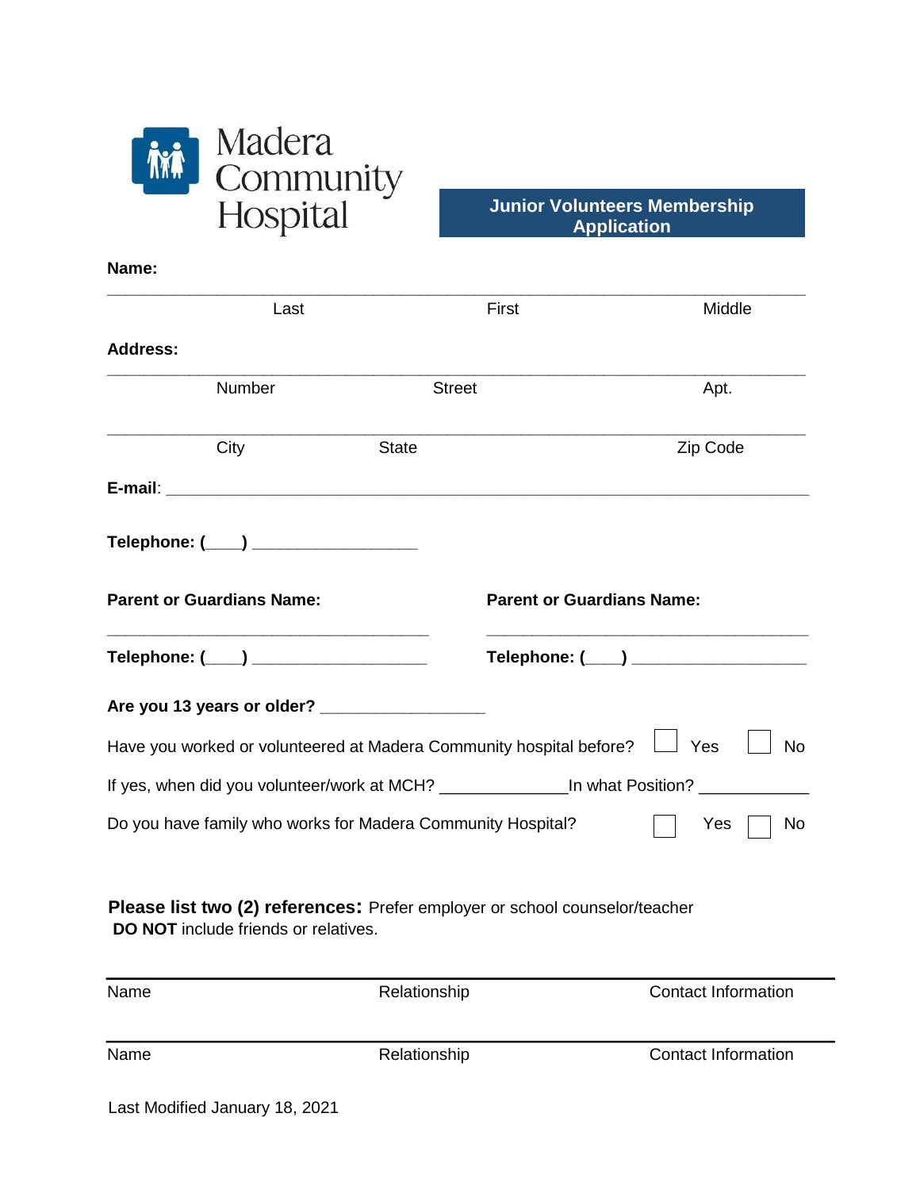Madera Community Hospital

## Junior Volunteers Membership Application

**Name:**

\_\_\_\_\_\_\_\_\_\_\_\_\_\_\_\_\_\_\_\_\_\_\_\_\_\_\_\_\_\_\_\_\_\_\_\_\_\_\_\_\_\_\_\_\_\_\_\_\_\_\_\_\_\_\_\_\_\_\_\_\_\_\_\_\_\_\_\_\_\_

Last First Middle

**Address:**

\_\_\_\_\_\_\_\_\_\_\_\_\_\_\_\_\_\_\_\_\_\_\_\_\_\_\_\_\_\_\_\_\_\_\_\_\_\_\_\_\_\_\_\_\_\_\_\_\_\_\_\_\_\_\_\_\_\_\_\_\_\_\_\_\_\_\_\_\_\_

Number Street Apt.

\_\_\_\_\_\_\_\_\_\_\_\_\_\_\_\_\_\_\_\_\_\_\_\_\_\_\_\_\_\_\_\_\_\_\_\_\_\_\_\_\_\_\_\_\_\_\_\_\_\_\_\_\_\_\_\_\_\_\_\_\_\_\_\_\_\_\_\_\_\_

City State Zip Code

**E-mail**: \_\_\_\_\_\_\_\_\_\_\_\_\_\_\_\_\_\_\_\_\_\_\_\_\_\_\_\_\_\_\_\_\_\_\_\_\_\_\_\_\_\_\_\_\_\_\_\_\_\_\_\_\_\_\_\_\_\_\_\_\_\_

**Telephone: (\_\_\_\_) \_\_\_\_\_\_\_\_\_\_\_\_\_\_\_\_\_\_**

**Parent or Guardians Name:** \_\_\_\_\_\_\_\_\_\_\_\_\_\_\_\_\_\_\_\_\_\_\_\_\_\_\_\_\_\_\_\_

**Telephone: (\_\_\_\_) \_\_\_\_\_\_\_\_\_\_\_\_\_\_\_\_\_\_\_**

**Parent or Guardians Name:** \_\_\_\_\_\_\_\_\_\_\_\_\_\_\_\_\_\_\_\_\_\_\_\_\_\_\_\_\_\_\_\_

**Telephone: (\_\_\_\_) \_\_\_\_\_\_\_\_\_\_\_\_\_\_\_\_\_\_\_**

**Are you 13 years or older?** \_\_\_\_\_\_\_\_\_\_\_\_\_\_\_\_\_\_

Have you worked or volunteered at Madera Community hospital before? ☐ Yes ☐ No

If yes, when did you volunteer/work at MCH? \_\_\_\_\_\_\_\_\_\_\_\_\_\_In what Position? \_\_\_\_\_\_\_\_\_\_\_\_

Do you have family who works for Madera Community Hospital? ☐ Yes ☐ No

**Please list two (2) references:** Prefer employer or school counselor/teacher
**DO NOT** include friends or relatives.

| Name | Relationship | Contact Information |
|---|---|---|
| | | |

| Name | Relationship | Contact Information |
|---|---|---|
| | | |

Last Modified January 18, 2021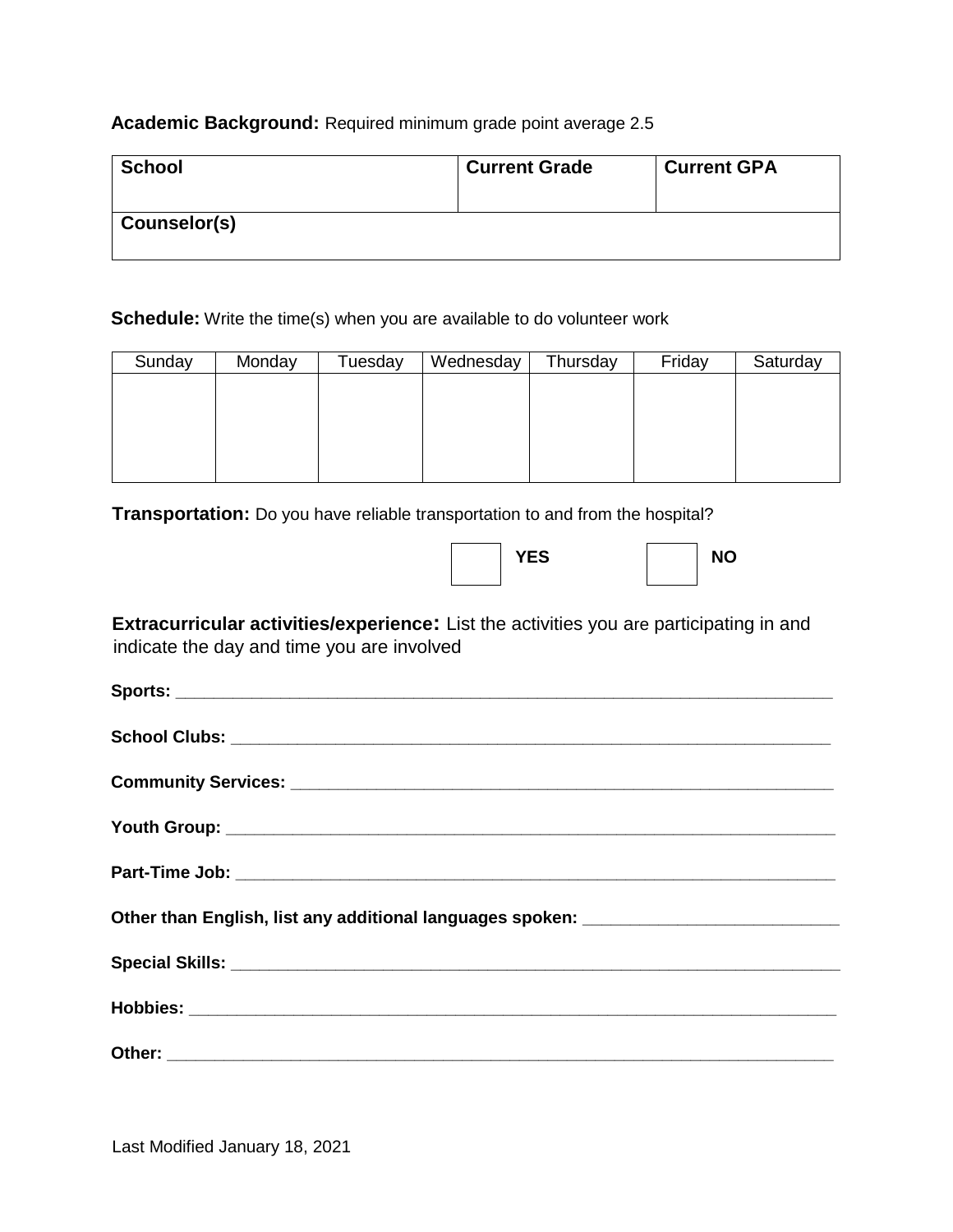**Academic Background:** Required minimum grade point average 2.5

| School | Current Grade | Current GPA |
|---|---|---|
| Counselor(s) | | |

**Schedule:** Write the time(s) when you are available to do volunteer work

| Sunday | Monday | Tuesday | Wednesday | Thursday | Friday | Saturday |
|---|---|---|---|---|---|---|
| | | | | | | |

**Transportation:** Do you have reliable transportation to and from the hospital?

☐ **YES** ☐ **NO**

**Extracurricular activities/experience:** List the activities you are participating in and indicate the day and time you are involved

**Sports:** ______________________________________________________________________

**School Clubs:** _________________________________________________________________

**Community Services:** ____________________________________________________________

**Youth Group:** _________________________________________________________________

**Part-Time Job:** ________________________________________________________________

**Other than English, list any additional languages spoken:** ___________________________

**Special Skills:** _________________________________________________________________

**Hobbies:** ______________________________________________________________________

**Other:** ________________________________________________________________________

Last Modified January 18, 2021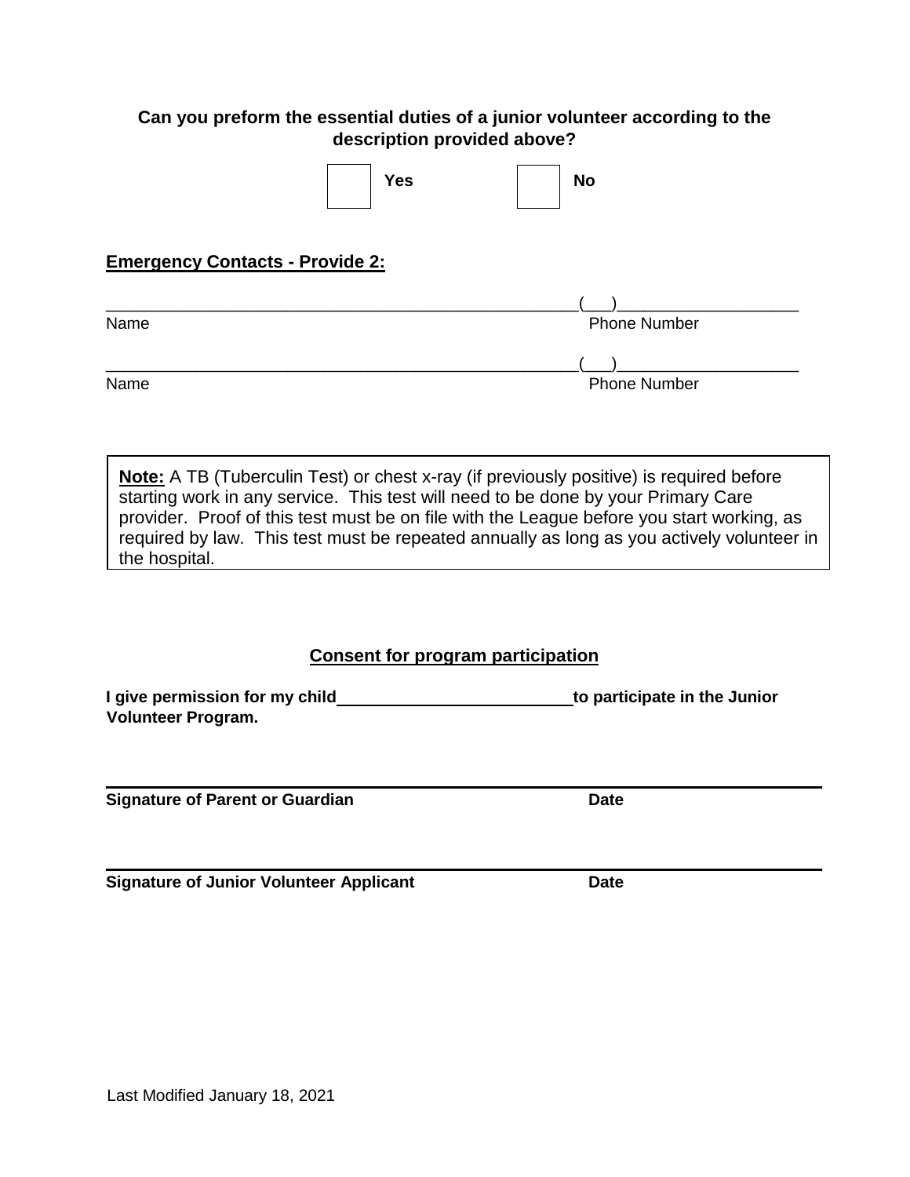**Can you preform the essential duties of a junior volunteer according to the description provided above?**

☐ **Yes** ☐ **No**

**Emergency Contacts - Provide 2:**

\_\_\_\_\_\_\_\_\_\_\_\_\_\_\_\_\_\_\_\_\_\_\_\_\_\_\_\_\_\_\_\_\_\_\_\_\_\_\_\_\_\_\_\_\_\_\_\_\_\_\_\_(\_\_\_)\_\_\_\_\_\_\_\_\_\_\_\_\_\_\_\_\_\_\_\_
Name Phone Number

\_\_\_\_\_\_\_\_\_\_\_\_\_\_\_\_\_\_\_\_\_\_\_\_\_\_\_\_\_\_\_\_\_\_\_\_\_\_\_\_\_\_\_\_\_\_\_\_\_\_\_\_(\_\_\_)\_\_\_\_\_\_\_\_\_\_\_\_\_\_\_\_\_\_\_\_
Name Phone Number

> **Note:** A TB (Tuberculin Test) or chest x-ray (if previously positive) is required before starting work in any service. This test will need to be done by your Primary Care provider. Proof of this test must be on file with the League before you start working, as required by law. This test must be repeated annually as long as you actively volunteer in the hospital.

## Consent for program participation

**I give permission for my child \_\_\_\_\_\_\_\_\_\_\_\_\_\_\_\_\_\_\_\_\_\_\_\_\_\_\_ to participate in the Junior Volunteer Program.**

\_\_\_\_\_\_\_\_\_\_\_\_\_\_\_\_\_\_\_\_\_\_\_\_\_\_\_\_\_\_\_\_\_\_\_\_\_\_\_\_\_\_\_\_\_\_\_\_\_\_\_\_\_\_\_\_\_\_\_\_\_\_\_\_\_\_\_\_\_\_\_\_
**Signature of Parent or Guardian** **Date**

\_\_\_\_\_\_\_\_\_\_\_\_\_\_\_\_\_\_\_\_\_\_\_\_\_\_\_\_\_\_\_\_\_\_\_\_\_\_\_\_\_\_\_\_\_\_\_\_\_\_\_\_\_\_\_\_\_\_\_\_\_\_\_\_\_\_\_\_\_\_\_\_
**Signature of Junior Volunteer Applicant** **Date**

Last Modified January 18, 2021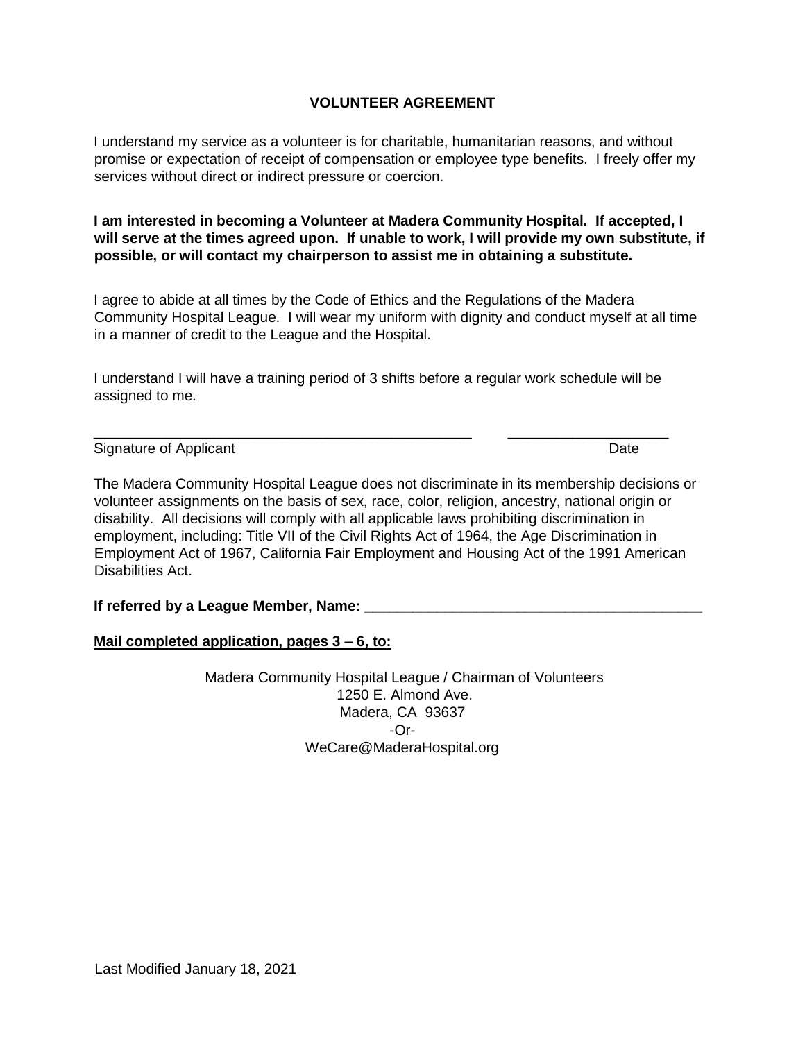## VOLUNTEER AGREEMENT

I understand my service as a volunteer is for charitable, humanitarian reasons, and without promise or expectation of receipt of compensation or employee type benefits. I freely offer my services without direct or indirect pressure or coercion.

**I am interested in becoming a Volunteer at Madera Community Hospital. If accepted, I will serve at the times agreed upon. If unable to work, I will provide my own substitute, if possible, or will contact my chairperson to assist me in obtaining a substitute.**

I agree to abide at all times by the Code of Ethics and the Regulations of the Madera Community Hospital League. I will wear my uniform with dignity and conduct myself at all time in a manner of credit to the League and the Hospital.

I understand I will have a training period of 3 shifts before a regular work schedule will be assigned to me.

_________________________________________________ ____________________

Signature of Applicant Date

The Madera Community Hospital League does not discriminate in its membership decisions or volunteer assignments on the basis of sex, race, color, religion, ancestry, national origin or disability. All decisions will comply with all applicable laws prohibiting discrimination in employment, including: Title VII of the Civil Rights Act of 1964, the Age Discrimination in Employment Act of 1967, California Fair Employment and Housing Act of the 1991 American Disabilities Act.

**If referred by a League Member, Name: ____________________________________________**

**<u>Mail completed application, pages 3 – 6, to:</u>**

Madera Community Hospital League / Chairman of Volunteers
1250 E. Almond Ave.
Madera, CA 93637
-Or-
WeCare@MaderaHospital.org

Last Modified January 18, 2021